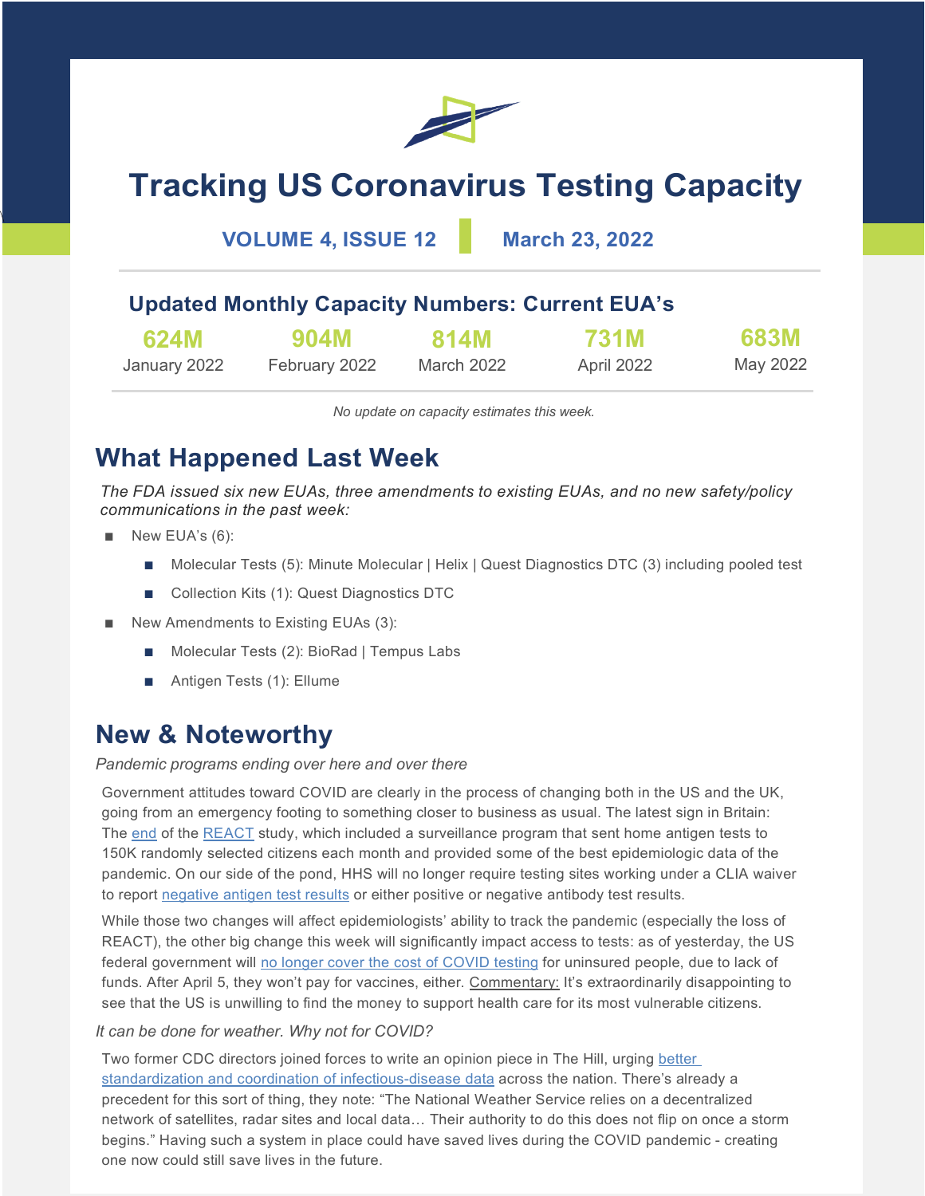# Tracking US Coronavirus Testing Capacity

**VOLUME 4, ISSUE 12** | **March 23, 2022**

## Updated Monthly Capacity Numbers: Current EUA's

| 624M | 904M | 814M | 731M | 683M |
|---|---|---|---|---|
| January 2022 | February 2022 | March 2022 | April 2022 | May 2022 |

*No update on capacity estimates this week.*

## What Happened Last Week

*The FDA issued six new EUAs, three amendments to existing EUAs, and no new safety/policy communications in the past week:*

- New EUA's (6):
  - Molecular Tests (5): Minute Molecular | Helix | Quest Diagnostics DTC (3) including pooled test
  - Collection Kits (1): Quest Diagnostics DTC
- New Amendments to Existing EUAs (3):
  - Molecular Tests (2): BioRad | Tempus Labs
  - Antigen Tests (1): Ellume

## New & Noteworthy

*Pandemic programs ending over here and over there*

Government attitudes toward COVID are clearly in the process of changing both in the US and the UK, going from an emergency footing to something closer to business as usual. The latest sign in Britain: The end of the REACT study, which included a surveillance program that sent home antigen tests to 150K randomly selected citizens each month and provided some of the best epidemiologic data of the pandemic. On our side of the pond, HHS will no longer require testing sites working under a CLIA waiver to report negative antigen test results or either positive or negative antibody test results.

While those two changes will affect epidemiologists' ability to track the pandemic (especially the loss of REACT), the other big change this week will significantly impact access to tests: as of yesterday, the US federal government will no longer cover the cost of COVID testing for uninsured people, due to lack of funds. After April 5, they won't pay for vaccines, either. Commentary: It's extraordinarily disappointing to see that the US is unwilling to find the money to support health care for its most vulnerable citizens.

*It can be done for weather. Why not for COVID?*

Two former CDC directors joined forces to write an opinion piece in The Hill, urging better standardization and coordination of infectious-disease data across the nation. There's already a precedent for this sort of thing, they note: "The National Weather Service relies on a decentralized network of satellites, radar sites and local data… Their authority to do this does not flip on once a storm begins." Having such a system in place could have saved lives during the COVID pandemic - creating one now could still save lives in the future.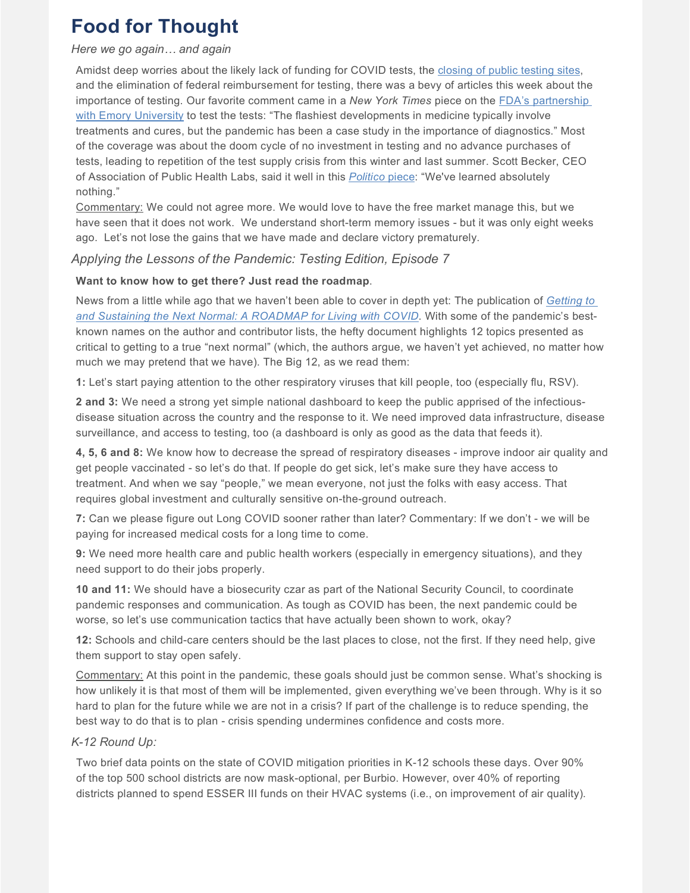# Food for Thought

*Here we go again… and again*

Amidst deep worries about the likely lack of funding for COVID tests, the closing of public testing sites, and the elimination of federal reimbursement for testing, there was a bevy of articles this week about the importance of testing. Our favorite comment came in a *New York Times* piece on the FDA's partnership with Emory University to test the tests: "The flashiest developments in medicine typically involve treatments and cures, but the pandemic has been a case study in the importance of diagnostics." Most of the coverage was about the doom cycle of no investment in testing and no advance purchases of tests, leading to repetition of the test supply crisis from this winter and last summer. Scott Becker, CEO of Association of Public Health Labs, said it well in this *Politico* piece: "We've learned absolutely nothing."

Commentary: We could not agree more. We would love to have the free market manage this, but we have seen that it does not work. We understand short-term memory issues - but it was only eight weeks ago. Let's not lose the gains that we have made and declare victory prematurely.

*Applying the Lessons of the Pandemic: Testing Edition, Episode 7*

**Want to know how to get there? Just read the roadmap**.

News from a little while ago that we haven't been able to cover in depth yet: The publication of *Getting to and Sustaining the Next Normal: A ROADMAP for Living with COVID*. With some of the pandemic's best-known names on the author and contributor lists, the hefty document highlights 12 topics presented as critical to getting to a true "next normal" (which, the authors argue, we haven't yet achieved, no matter how much we may pretend that we have). The Big 12, as we read them:

**1:** Let's start paying attention to the other respiratory viruses that kill people, too (especially flu, RSV).

**2 and 3:** We need a strong yet simple national dashboard to keep the public apprised of the infectious-disease situation across the country and the response to it. We need improved data infrastructure, disease surveillance, and access to testing, too (a dashboard is only as good as the data that feeds it).

**4, 5, 6 and 8:** We know how to decrease the spread of respiratory diseases - improve indoor air quality and get people vaccinated - so let's do that. If people do get sick, let's make sure they have access to treatment. And when we say "people," we mean everyone, not just the folks with easy access. That requires global investment and culturally sensitive on-the-ground outreach.

**7:** Can we please figure out Long COVID sooner rather than later? Commentary: If we don't - we will be paying for increased medical costs for a long time to come.

**9:** We need more health care and public health workers (especially in emergency situations), and they need support to do their jobs properly.

**10 and 11:** We should have a biosecurity czar as part of the National Security Council, to coordinate pandemic responses and communication. As tough as COVID has been, the next pandemic could be worse, so let's use communication tactics that have actually been shown to work, okay?

**12:** Schools and child-care centers should be the last places to close, not the first. If they need help, give them support to stay open safely.

Commentary: At this point in the pandemic, these goals should just be common sense. What's shocking is how unlikely it is that most of them will be implemented, given everything we've been through. Why is it so hard to plan for the future while we are not in a crisis? If part of the challenge is to reduce spending, the best way to do that is to plan - crisis spending undermines confidence and costs more.

*K-12 Round Up:*

Two brief data points on the state of COVID mitigation priorities in K-12 schools these days. Over 90% of the top 500 school districts are now mask-optional, per Burbio. However, over 40% of reporting districts planned to spend ESSER III funds on their HVAC systems (i.e., on improvement of air quality).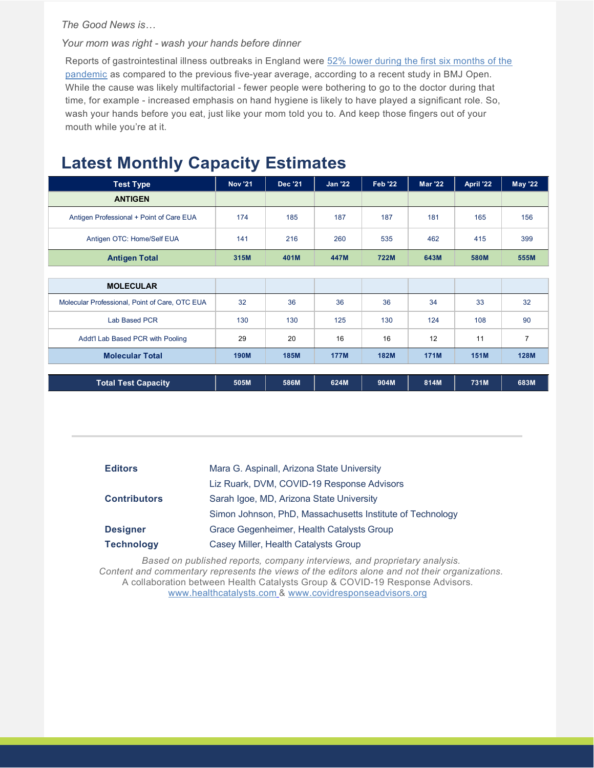*The Good News is…*

*Your mom was right - wash your hands before dinner*

Reports of gastrointestinal illness outbreaks in England were [52% lower during the first six months of the pandemic]() as compared to the previous five-year average, according to a recent study in BMJ Open. While the cause was likely multifactorial - fewer people were bothering to go to the doctor during that time, for example - increased emphasis on hand hygiene is likely to have played a significant role. So, wash your hands before you eat, just like your mom told you to. And keep those fingers out of your mouth while you're at it.

# Latest Monthly Capacity Estimates

| Test Type | Nov '21 | Dec '21 | Jan '22 | Feb '22 | Mar '22 | April '22 | May '22 |
|---|---|---|---|---|---|---|---|
| **ANTIGEN** | | | | | | | |
| Antigen Professional + Point of Care EUA | 174 | 185 | 187 | 187 | 181 | 165 | 156 |
| Antigen OTC: Home/Self EUA | 141 | 216 | 260 | 535 | 462 | 415 | 399 |
| **Antigen Total** | **315M** | **401M** | **447M** | **722M** | **643M** | **580M** | **555M** |
| **MOLECULAR** | | | | | | | |
| Molecular Professional, Point of Care, OTC EUA | 32 | 36 | 36 | 36 | 34 | 33 | 32 |
| Lab Based PCR | 130 | 130 | 125 | 130 | 124 | 108 | 90 |
| Addt'l Lab Based PCR with Pooling | 29 | 20 | 16 | 16 | 12 | 11 | 7 |
| **Molecular Total** | **190M** | **185M** | **177M** | **182M** | **171M** | **151M** | **128M** |
| **Total Test Capacity** | **505M** | **586M** | **624M** | **904M** | **814M** | **731M** | **683M** |

---

**Editors** Mara G. Aspinall, Arizona State University
Liz Ruark, DVM, COVID-19 Response Advisors

**Contributors** Sarah Igoe, MD, Arizona State University
Simon Johnson, PhD, Massachusetts Institute of Technology

**Designer** Grace Gegenheimer, Health Catalysts Group

**Technology** Casey Miller, Health Catalysts Group

*Based on published reports, company interviews, and proprietary analysis.*
*Content and commentary represents the views of the editors alone and not their organizations.*
A collaboration between Health Catalysts Group & COVID-19 Response Advisors.
[www.healthcatalysts.com]() & [www.covidresponseadvisors.org]()